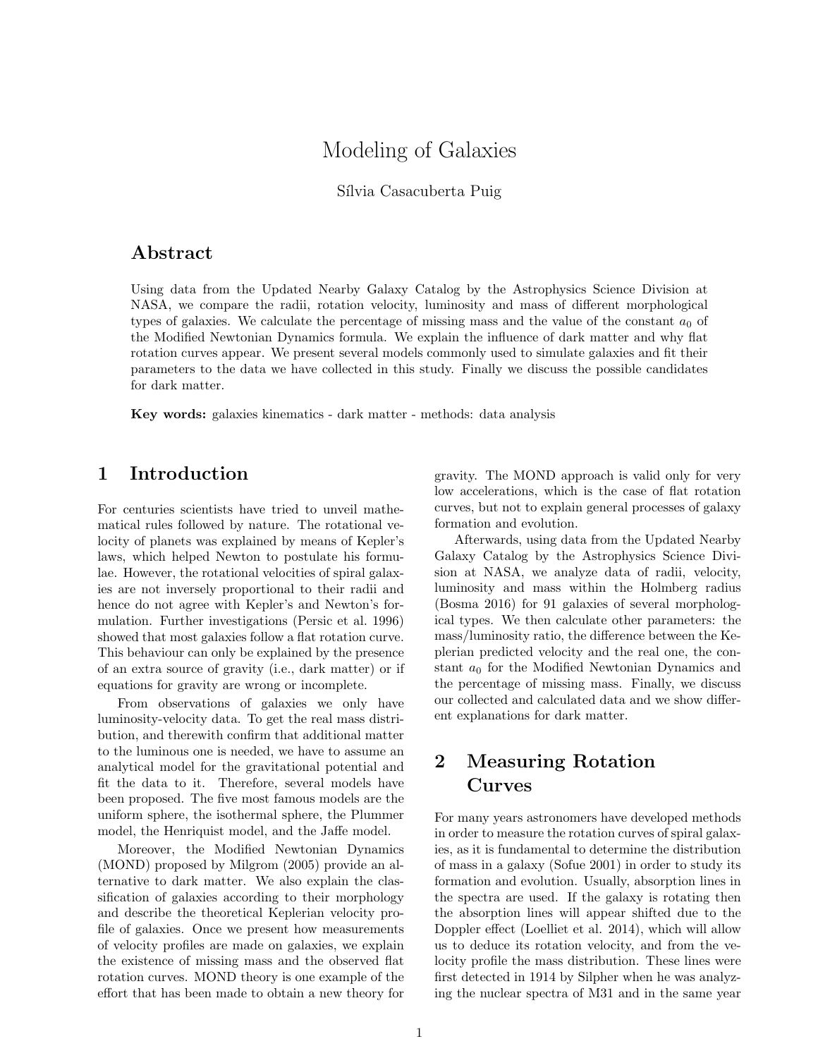# Modeling of Galaxies

Sílvia Casacuberta Puig

## Abstract

Using data from the Updated Nearby Galaxy Catalog by the Astrophysics Science Division at NASA, we compare the radii, rotation velocity, luminosity and mass of different morphological types of galaxies. We calculate the percentage of missing mass and the value of the constant $a_0$ of the Modified Newtonian Dynamics formula. We explain the influence of dark matter and why flat rotation curves appear. We present several models commonly used to simulate galaxies and fit their parameters to the data we have collected in this study. Finally we discuss the possible candidates for dark matter.

**Key words:** galaxies kinematics - dark matter - methods: data analysis

## 1 Introduction

For centuries scientists have tried to unveil mathematical rules followed by nature. The rotational velocity of planets was explained by means of Kepler's laws, which helped Newton to postulate his formulae. However, the rotational velocities of spiral galaxies are not inversely proportional to their radii and hence do not agree with Kepler's and Newton's formulation. Further investigations (Persic et al. 1996) showed that most galaxies follow a flat rotation curve. This behaviour can only be explained by the presence of an extra source of gravity (i.e., dark matter) or if equations for gravity are wrong or incomplete.

From observations of galaxies we only have luminosity-velocity data. To get the real mass distribution, and therewith confirm that additional matter to the luminous one is needed, we have to assume an analytical model for the gravitational potential and fit the data to it. Therefore, several models have been proposed. The five most famous models are the uniform sphere, the isothermal sphere, the Plummer model, the Henriquist model, and the Jaffe model.

Moreover, the Modified Newtonian Dynamics (MOND) proposed by Milgrom (2005) provide an alternative to dark matter. We also explain the classification of galaxies according to their morphology and describe the theoretical Keplerian velocity profile of galaxies. Once we present how measurements of velocity profiles are made on galaxies, we explain the existence of missing mass and the observed flat rotation curves. MOND theory is one example of the effort that has been made to obtain a new theory for gravity. The MOND approach is valid only for very low accelerations, which is the case of flat rotation curves, but not to explain general processes of galaxy formation and evolution.

Afterwards, using data from the Updated Nearby Galaxy Catalog by the Astrophysics Science Division at NASA, we analyze data of radii, velocity, luminosity and mass within the Holmberg radius (Bosma 2016) for 91 galaxies of several morphological types. We then calculate other parameters: the mass/luminosity ratio, the difference between the Keplerian predicted velocity and the real one, the constant $a_0$ for the Modified Newtonian Dynamics and the percentage of missing mass. Finally, we discuss our collected and calculated data and we show different explanations for dark matter.

## 2 Measuring Rotation Curves

For many years astronomers have developed methods in order to measure the rotation curves of spiral galaxies, as it is fundamental to determine the distribution of mass in a galaxy (Sofue 2001) in order to study its formation and evolution. Usually, absorption lines in the spectra are used. If the galaxy is rotating then the absorption lines will appear shifted due to the Doppler effect (Loelliet et al. 2014), which will allow us to deduce its rotation velocity, and from the velocity profile the mass distribution. These lines were first detected in 1914 by Silpher when he was analyzing the nuclear spectra of M31 and in the same year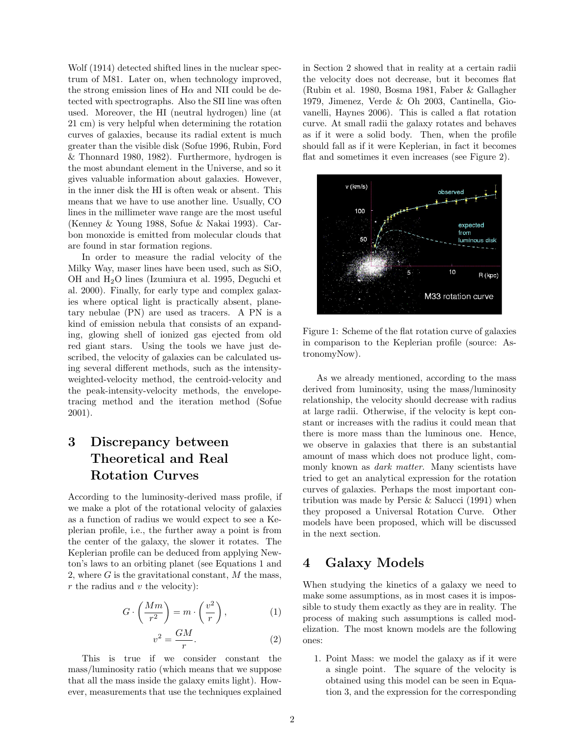Wolf (1914) detected shifted lines in the nuclear spectrum of M81. Later on, when technology improved, the strong emission lines of H$\alpha$ and NII could be detected with spectrographs. Also the SII line was often used. Moreover, the HI (neutral hydrogen) line (at 21 cm) is very helpful when determining the rotation curves of galaxies, because its radial extent is much greater than the visible disk (Sofue 1996, Rubin, Ford & Thonnard 1980, 1982). Furthermore, hydrogen is the most abundant element in the Universe, and so it gives valuable information about galaxies. However, in the inner disk the HI is often weak or absent. This means that we have to use another line. Usually, CO lines in the millimeter wave range are the most useful (Kenney & Young 1988, Sofue & Nakai 1993). Carbon monoxide is emitted from molecular clouds that are found in star formation regions.

In order to measure the radial velocity of the Milky Way, maser lines have been used, such as SiO, OH and $H_2O$ lines (Izumiura et al. 1995, Deguchi et al. 2000). Finally, for early type and complex galaxies where optical light is practically absent, planetary nebulae (PN) are used as tracers. A PN is a kind of emission nebula that consists of an expanding, glowing shell of ionized gas ejected from old red giant stars. Using the tools we have just described, the velocity of galaxies can be calculated using several different methods, such as the intensity-weighted-velocity method, the centroid-velocity and the peak-intensity-velocity methods, the envelope-tracing method and the iteration method (Sofue 2001).

## 3 Discrepancy between Theoretical and Real Rotation Curves

According to the luminosity-derived mass profile, if we make a plot of the rotational velocity of galaxies as a function of radius we would expect to see a Keplerian profile, i.e., the further away a point is from the center of the galaxy, the slower it rotates. The Keplerian profile can be deduced from applying Newton's laws to an orbiting planet (see Equations 1 and 2, where $G$ is the gravitational constant, $M$ the mass, $r$ the radius and $v$ the velocity):

$$G \cdot \left( \frac{Mm}{r^2} \right) = m \cdot \left( \frac{v^2}{r} \right), \tag{1}$$

$$v^2 = \frac{GM}{r}. \tag{2}$$

This is true if we consider constant the mass/luminosity ratio (which means that we suppose that all the mass inside the galaxy emits light). However, measurements that use the techniques explained in Section 2 showed that in reality at a certain radii the velocity does not decrease, but it becomes flat (Rubin et al. 1980, Bosma 1981, Faber & Gallagher 1979, Jimenez, Verde & Oh 2003, Cantinella, Giovanelli, Haynes 2006). This is called a flat rotation curve. At small radii the galaxy rotates and behaves as if it were a solid body. Then, when the profile should fall as if it were Keplerian, in fact it becomes flat and sometimes it even increases (see Figure 2).

Figure 1: Scheme of the flat rotation curve of galaxies in comparison to the Keplerian profile (source: AstronomyNow).

As we already mentioned, according to the mass derived from luminosity, using the mass/luminosity relationship, the velocity should decrease with radius at large radii. Otherwise, if the velocity is kept constant or increases with the radius it could mean that there is more mass than the luminous one. Hence, we observe in galaxies that there is an substantial amount of mass which does not produce light, commonly known as *dark matter*. Many scientists have tried to get an analytical expression for the rotation curves of galaxies. Perhaps the most important contribution was made by Persic & Salucci (1991) when they proposed a Universal Rotation Curve. Other models have been proposed, which will be discussed in the next section.

## 4 Galaxy Models

When studying the kinetics of a galaxy we need to make some assumptions, as in most cases it is impossible to study them exactly as they are in reality. The process of making such assumptions is called modelization. The most known models are the following ones:

1. Point Mass: we model the galaxy as if it were a single point. The square of the velocity is obtained using this model can be seen in Equation 3, and the expression for the corresponding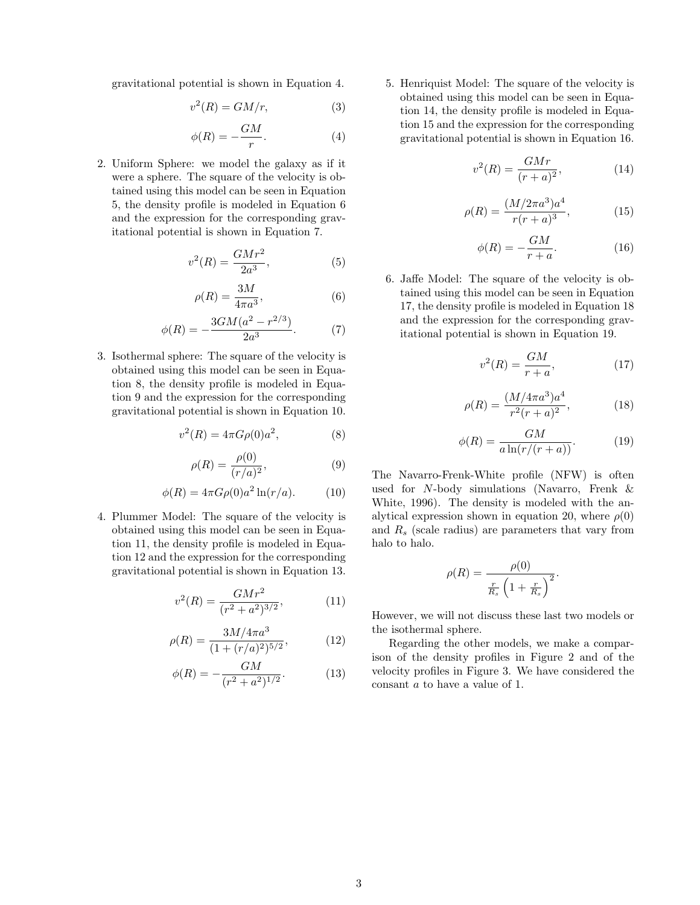gravitational potential is shown in Equation 4.

$$v^2(R) = GM/r, \tag{3}$$

$$\phi(R) = -\frac{GM}{r}. \tag{4}$$

2. Uniform Sphere: we model the galaxy as if it were a sphere. The square of the velocity is obtained using this model can be seen in Equation 5, the density profile is modeled in Equation 6 and the expression for the corresponding gravitational potential is shown in Equation 7.

$$v^2(R) = \frac{GMr^2}{2a^3}, \tag{5}$$

$$\rho(R) = \frac{3M}{4\pi a^3}, \tag{6}$$

$$\phi(R) = -\frac{3GM(a^2 - r^{2/3})}{2a^3}. \tag{7}$$

3. Isothermal sphere: The square of the velocity is obtained using this model can be seen in Equation 8, the density profile is modeled in Equation 9 and the expression for the corresponding gravitational potential is shown in Equation 10.

$$v^2(R) = 4\pi G\rho(0)a^2, \tag{8}$$

$$\rho(R) = \frac{\rho(0)}{(r/a)^2}, \tag{9}$$

$$\phi(R) = 4\pi G\rho(0)a^2 \ln(r/a). \tag{10}$$

4. Plummer Model: The square of the velocity is obtained using this model can be seen in Equation 11, the density profile is modeled in Equation 12 and the expression for the corresponding gravitational potential is shown in Equation 13.

$$v^2(R) = \frac{GMr^2}{(r^2 + a^2)^{3/2}}, \tag{11}$$

$$\rho(R) = \frac{3M/4\pi a^3}{(1 + (r/a)^2)^{5/2}}, \tag{12}$$

$$\phi(R) = -\frac{GM}{(r^2 + a^2)^{1/2}}. \tag{13}$$

5. Henriquist Model: The square of the velocity is obtained using this model can be seen in Equation 14, the density profile is modeled in Equation 15 and the expression for the corresponding gravitational potential is shown in Equation 16.

$$v^2(R) = \frac{GMr}{(r + a)^2}, \tag{14}$$

$$\rho(R) = \frac{(M/2\pi a^3)a^4}{r(r + a)^3}, \tag{15}$$

$$\phi(R) = -\frac{GM}{r + a}. \tag{16}$$

6. Jaffe Model: The square of the velocity is obtained using this model can be seen in Equation 17, the density profile is modeled in Equation 18 and the expression for the corresponding gravitational potential is shown in Equation 19.

$$v^2(R) = \frac{GM}{r + a}, \tag{17}$$

$$\rho(R) = \frac{(M/4\pi a^3)a^4}{r^2(r + a)^2}, \tag{18}$$

$$\phi(R) = \frac{GM}{a \ln(r/(r + a))}. \tag{19}$$

The Navarro-Frenk-White profile (NFW) is often used for $N$-body simulations (Navarro, Frenk & White, 1996). The density is modeled with the analytical expression shown in equation 20, where $\rho(0)$ and $R_s$ (scale radius) are parameters that vary from halo to halo.

$$\rho(R) = \frac{\rho(0)}{\frac{r}{R_s}\left(1 + \frac{r}{R_s}\right)^2}.$$

However, we will not discuss these last two models or the isothermal sphere.

Regarding the other models, we make a comparison of the density profiles in Figure 2 and of the velocity profiles in Figure 3. We have considered the consant $a$ to have a value of 1.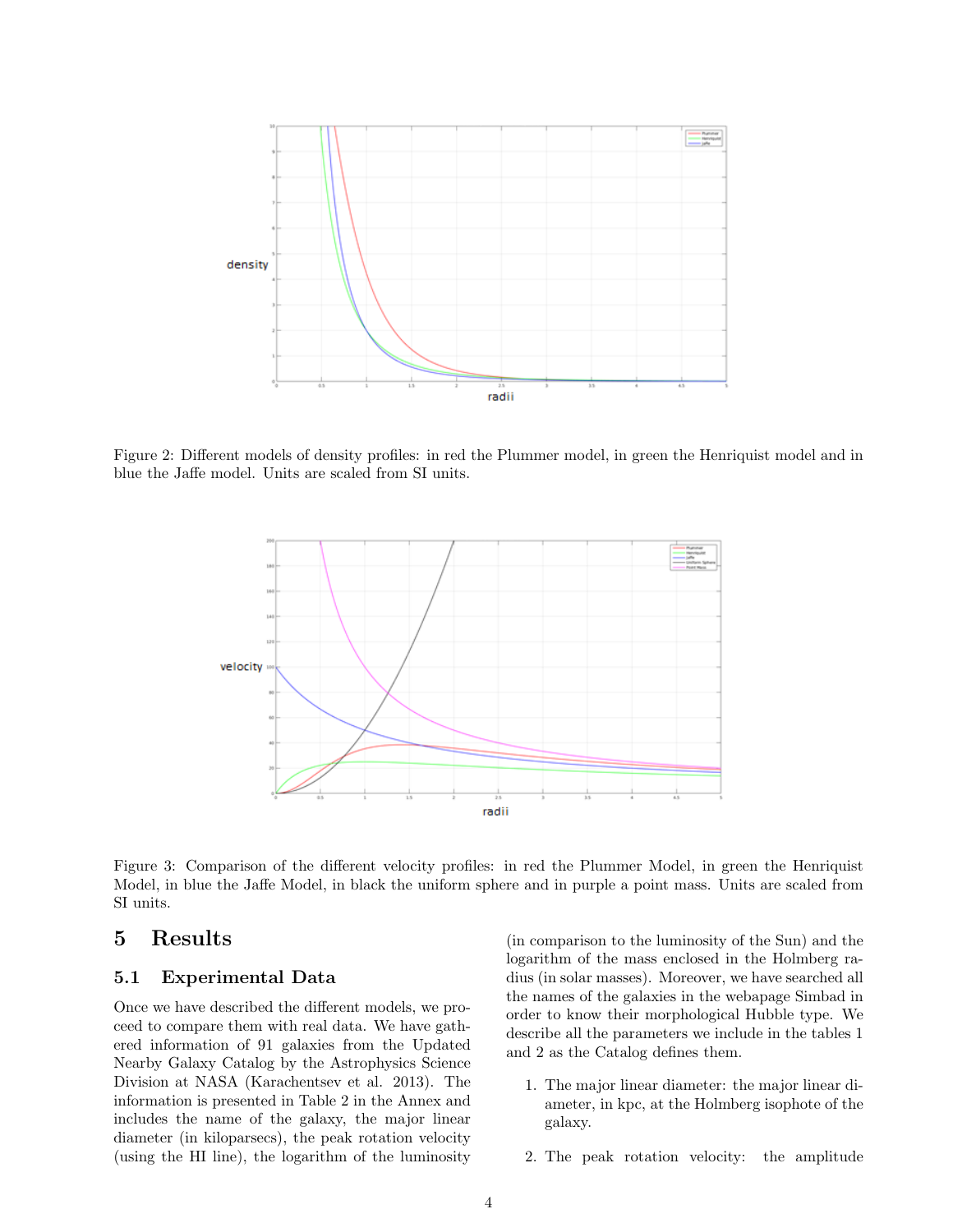Figure 2: Different models of density profiles: in red the Plummer model, in green the Henriquist model and in blue the Jaffe model. Units are scaled from SI units.

Figure 3: Comparison of the different velocity profiles: in red the Plummer Model, in green the Henriquist Model, in blue the Jaffe Model, in black the uniform sphere and in purple a point mass. Units are scaled from SI units.

# 5 Results

## 5.1 Experimental Data

Once we have described the different models, we proceed to compare them with real data. We have gathered information of 91 galaxies from the Updated Nearby Galaxy Catalog by the Astrophysics Science Division at NASA (Karachentsev et al. 2013). The information is presented in Table 2 in the Annex and includes the name of the galaxy, the major linear diameter (in kiloparsecs), the peak rotation velocity (using the HI line), the logarithm of the luminosity (in comparison to the luminosity of the Sun) and the logarithm of the mass enclosed in the Holmberg radius (in solar masses). Moreover, we have searched all the names of the galaxies in the webapage Simbad in order to know their morphological Hubble type. We describe all the parameters we include in the tables 1 and 2 as the Catalog defines them.

1. The major linear diameter: the major linear diameter, in kpc, at the Holmberg isophote of the galaxy.

2. The peak rotation velocity: the amplitude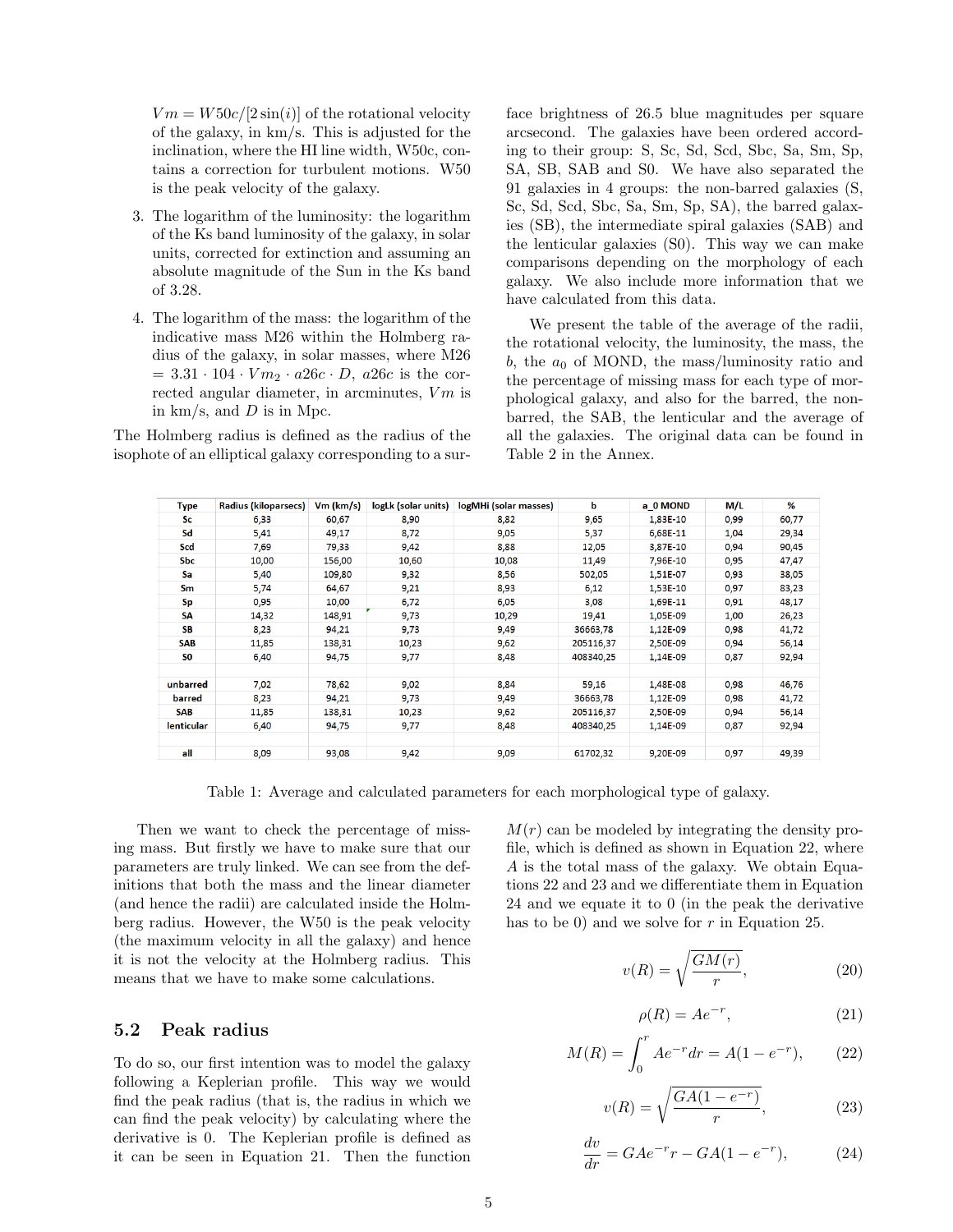$Vm = W50c/[2\sin(i)]$ of the rotational velocity of the galaxy, in km/s. This is adjusted for the inclination, where the HI line width, W50c, contains a correction for turbulent motions. W50 is the peak velocity of the galaxy.

3. The logarithm of the luminosity: the logarithm of the Ks band luminosity of the galaxy, in solar units, corrected for extinction and assuming an absolute magnitude of the Sun in the Ks band of 3.28.

4. The logarithm of the mass: the logarithm of the indicative mass M26 within the Holmberg radius of the galaxy, in solar masses, where M26 $= 3.31 \cdot 104 \cdot Vm_2 \cdot a26c \cdot D$, $a26c$ is the corrected angular diameter, in arcminutes, $Vm$ is in km/s, and $D$ is in Mpc.

The Holmberg radius is defined as the radius of the isophote of an elliptical galaxy corresponding to a surface brightness of 26.5 blue magnitudes per square arcsecond. The galaxies have been ordered according to their group: S, Sc, Sd, Scd, Sbc, Sa, Sm, Sp, SA, SB, SAB and S0. We have also separated the 91 galaxies in 4 groups: the non-barred galaxies (S, Sc, Sd, Scd, Sbc, Sa, Sm, Sp, SA), the barred galaxies (SB), the intermediate spiral galaxies (SAB) and the lenticular galaxies (S0). This way we can make comparisons depending on the morphology of each galaxy. We also include more information that we have calculated from this data.

We present the table of the average of the radii, the rotational velocity, the luminosity, the mass, the $b$, the $a_0$ of MOND, the mass/luminosity ratio and the percentage of missing mass for each type of morphological galaxy, and also for the barred, the non-barred, the SAB, the lenticular and the average of all the galaxies. The original data can be found in Table 2 in the Annex.

| Type | Radius (kiloparsecs) | Vm (km/s) | logLk (solar units) | logMHi (solar masses) | b | a_0 MOND | M/L | % |
|---|---|---|---|---|---|---|---|---|
| Sc | 6,33 | 60,67 | 8,90 | 8,82 | 9,65 | 1,83E-10 | 0,99 | 60,77 |
| Sd | 5,41 | 49,17 | 8,72 | 9,05 | 5,37 | 6,68E-11 | 1,04 | 29,34 |
| Scd | 7,69 | 79,33 | 9,42 | 8,88 | 12,05 | 3,87E-10 | 0,94 | 90,45 |
| Sbc | 10,00 | 156,00 | 10,60 | 10,08 | 11,49 | 7,96E-10 | 0,95 | 47,47 |
| Sa | 5,40 | 109,80 | 9,32 | 8,56 | 502,05 | 1,51E-07 | 0,93 | 38,05 |
| Sm | 5,74 | 64,67 | 9,21 | 8,93 | 6,12 | 1,53E-10 | 0,97 | 83,23 |
| Sp | 0,95 | 10,00 | 6,72 | 6,05 | 3,08 | 1,69E-11 | 0,91 | 48,17 |
| SA | 14,32 | 148,91 | 9,73 | 10,29 | 19,41 | 1,05E-09 | 1,00 | 26,23 |
| SB | 8,23 | 94,21 | 9,73 | 9,49 | 36663,78 | 1,12E-09 | 0,98 | 41,72 |
| SAB | 11,85 | 138,31 | 10,23 | 9,62 | 205116,37 | 2,50E-09 | 0,94 | 56,14 |
| S0 | 6,40 | 94,75 | 9,77 | 8,48 | 408340,25 | 1,14E-09 | 0,87 | 92,94 |
| | | | | | | | | |
| unbarred | 7,02 | 78,62 | 9,02 | 8,84 | 59,16 | 1,48E-08 | 0,98 | 46,76 |
| barred | 8,23 | 94,21 | 9,73 | 9,49 | 36663,78 | 1,12E-09 | 0,98 | 41,72 |
| SAB | 11,85 | 138,31 | 10,23 | 9,62 | 205116,37 | 2,50E-09 | 0,94 | 56,14 |
| lenticular | 6,40 | 94,75 | 9,77 | 8,48 | 408340,25 | 1,14E-09 | 0,87 | 92,94 |
| | | | | | | | | |
| all | 8,09 | 93,08 | 9,42 | 9,09 | 61702,32 | 9,20E-09 | 0,97 | 49,39 |

Table 1: Average and calculated parameters for each morphological type of galaxy.

Then we want to check the percentage of missing mass. But firstly we have to make sure that our parameters are truly linked. We can see from the definitions that both the mass and the linear diameter (and hence the radii) are calculated inside the Holmberg radius. However, the W50 is the peak velocity (the maximum velocity in all the galaxy) and hence it is not the velocity at the Holmberg radius. This means that we have to make some calculations.

## 5.2 Peak radius

To do so, our first intention was to model the galaxy following a Keplerian profile. This way we would find the peak radius (that is, the radius in which we can find the peak velocity) by calculating where the derivative is 0. The Keplerian profile is defined as it can be seen in Equation 21. Then the function $M(r)$ can be modeled by integrating the density profile, which is defined as shown in Equation 22, where $A$ is the total mass of the galaxy. We obtain Equations 22 and 23 and we differentiate them in Equation 24 and we equate it to 0 (in the peak the derivative has to be 0) and we solve for $r$ in Equation 25.

$$v(R) = \sqrt{\frac{GM(r)}{r}}, \tag{20}$$

$$\rho(R) = Ae^{-r}, \tag{21}$$

$$M(R) = \int_0^r Ae^{-r}dr = A(1 - e^{-r}), \tag{22}$$

$$v(R) = \sqrt{\frac{GA(1 - e^{-r})}{r}}, \tag{23}$$

$$\frac{dv}{dr} = GAe^{-r}r - GA(1 - e^{-r}), \tag{24}$$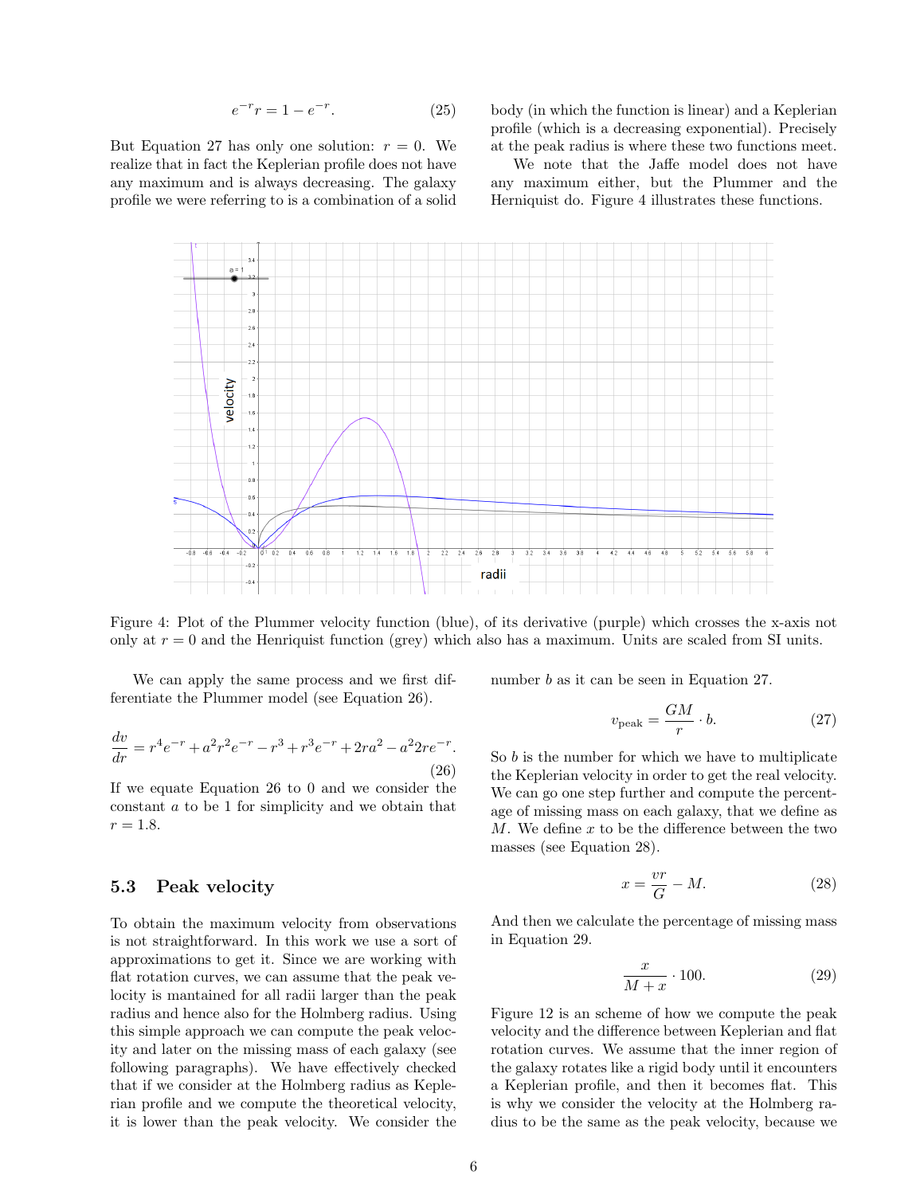$$e^{-r}r = 1 - e^{-r}. \tag{25}$$

But Equation 27 has only one solution: $r = 0$. We realize that in fact the Keplerian profile does not have any maximum and is always decreasing. The galaxy profile we were referring to is a combination of a solid body (in which the function is linear) and a Keplerian profile (which is a decreasing exponential). Precisely at the peak radius is where these two functions meet.

We note that the Jaffe model does not have any maximum either, but the Plummer and the Herniquist do. Figure 4 illustrates these functions.

Figure 4: Plot of the Plummer velocity function (blue), of its derivative (purple) which crosses the x-axis not only at $r = 0$ and the Henriquist function (grey) which also has a maximum. Units are scaled from SI units.

We can apply the same process and we first differentiate the Plummer model (see Equation 26).

$$\frac{dv}{dr} = r^4 e^{-r} + a^2 r^2 e^{-r} - r^3 + r^3 e^{-r} + 2ra^2 - a^2 2re^{-r}. \tag{26}$$

If we equate Equation 26 to 0 and we consider the constant $a$ to be 1 for simplicity and we obtain that $r = 1.8$.

### 5.3 Peak velocity

To obtain the maximum velocity from observations is not straightforward. In this work we use a sort of approximations to get it. Since we are working with flat rotation curves, we can assume that the peak velocity is mantained for all radii larger than the peak radius and hence also for the Holmberg radius. Using this simple approach we can compute the peak velocity and later on the missing mass of each galaxy (see following paragraphs). We have effectively checked that if we consider at the Holmberg radius as Keplerian profile and we compute the theoretical velocity, it is lower than the peak velocity. We consider the number $b$ as it can be seen in Equation 27.

$$v_{\text{peak}} = \frac{GM}{r} \cdot b. \tag{27}$$

So $b$ is the number for which we have to multiplicate the Keplerian velocity in order to get the real velocity. We can go one step further and compute the percentage of missing mass on each galaxy, that we define as $M$. We define $x$ to be the difference between the two masses (see Equation 28).

$$x = \frac{vr}{G} - M. \tag{28}$$

And then we calculate the percentage of missing mass in Equation 29.

$$\frac{x}{M + x} \cdot 100. \tag{29}$$

Figure 12 is an scheme of how we compute the peak velocity and the difference between Keplerian and flat rotation curves. We assume that the inner region of the galaxy rotates like a rigid body until it encounters a Keplerian profile, and then it becomes flat. This is why we consider the velocity at the Holmberg radius to be the same as the peak velocity, because we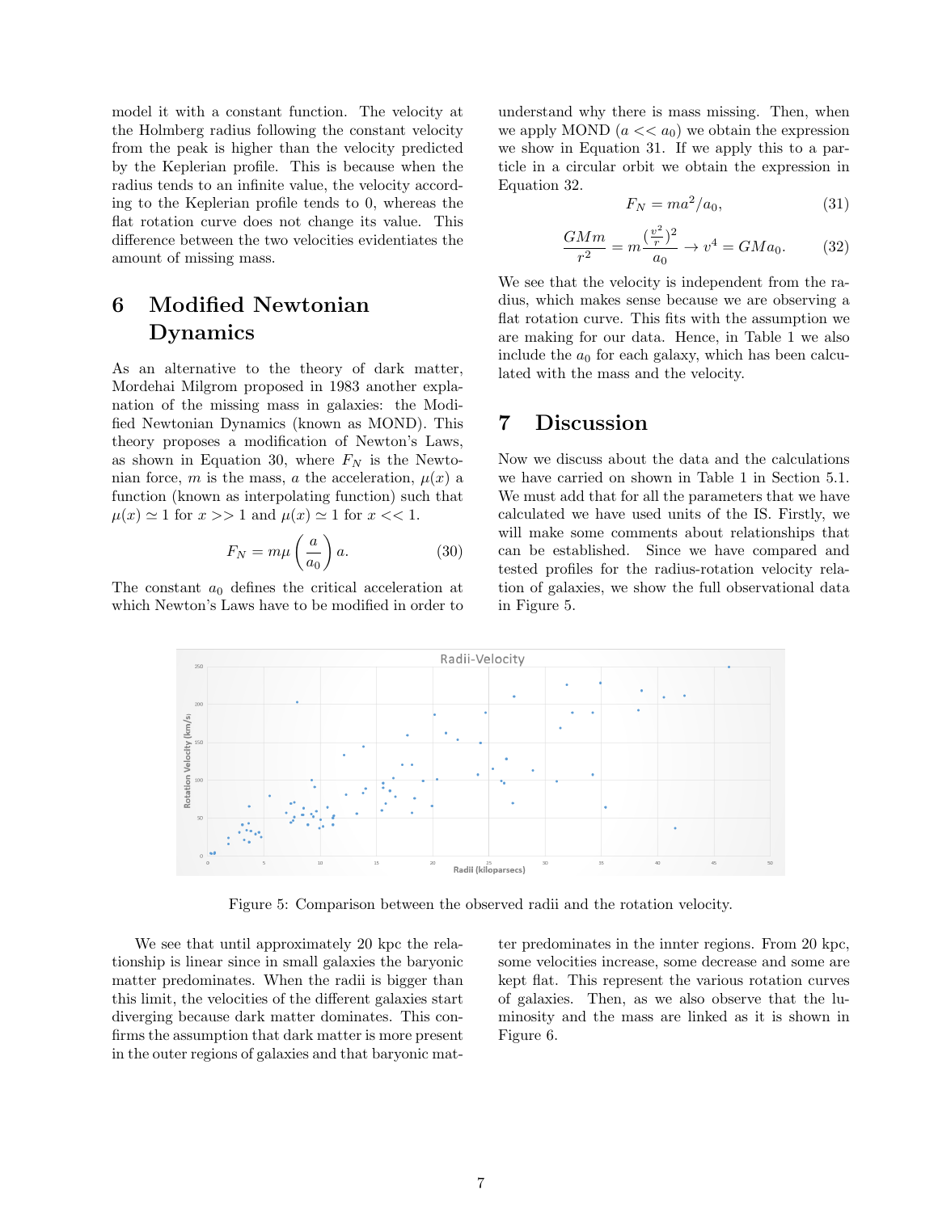model it with a constant function. The velocity at the Holmberg radius following the constant velocity from the peak is higher than the velocity predicted by the Keplerian profile. This is because when the radius tends to an infinite value, the velocity according to the Keplerian profile tends to 0, whereas the flat rotation curve does not change its value. This difference between the two velocities evidentiates the amount of missing mass.

# 6 Modified Newtonian Dynamics

As an alternative to the theory of dark matter, Mordehai Milgrom proposed in 1983 another explanation of the missing mass in galaxies: the Modified Newtonian Dynamics (known as MOND). This theory proposes a modification of Newton's Laws, as shown in Equation 30, where $F_N$ is the Newtonian force, $m$ is the mass, $a$ the acceleration, $\mu(x)$ a function (known as interpolating function) such that $\mu(x) \simeq 1$ for $x >> 1$ and $\mu(x) \simeq 1$ for $x << 1$.

$$F_N = m\mu\left(\frac{a}{a_0}\right)a. \tag{30}$$

The constant $a_0$ defines the critical acceleration at which Newton's Laws have to be modified in order to understand why there is mass missing. Then, when we apply MOND ($a << a_0$) we obtain the expression we show in Equation 31. If we apply this to a particle in a circular orbit we obtain the expression in Equation 32.

$$F_N = ma^2/a_0, \tag{31}$$

$$\frac{GMm}{r^2} = m\frac{(\frac{v^2}{r})^2}{a_0} \rightarrow v^4 = GMa_0. \tag{32}$$

We see that the velocity is independent from the radius, which makes sense because we are observing a flat rotation curve. This fits with the assumption we are making for our data. Hence, in Table 1 we also include the $a_0$ for each galaxy, which has been calculated with the mass and the velocity.

# 7 Discussion

Now we discuss about the data and the calculations we have carried on shown in Table 1 in Section 5.1. We must add that for all the parameters that we have calculated we have used units of the IS. Firstly, we will make some comments about relationships that can be established. Since we have compared and tested profiles for the radius-rotation velocity relation of galaxies, we show the full observational data in Figure 5.

Figure 5: Comparison between the observed radii and the rotation velocity.

We see that until approximately 20 kpc the relationship is linear since in small galaxies the baryonic matter predominates. When the radii is bigger than this limit, the velocities of the different galaxies start diverging because dark matter dominates. This confirms the assumption that dark matter is more present in the outer regions of galaxies and that baryonic matter predominates in the innter regions. From 20 kpc, some velocities increase, some decrease and some are kept flat. This represent the various rotation curves of galaxies. Then, as we also observe that the luminosity and the mass are linked as it is shown in Figure 6.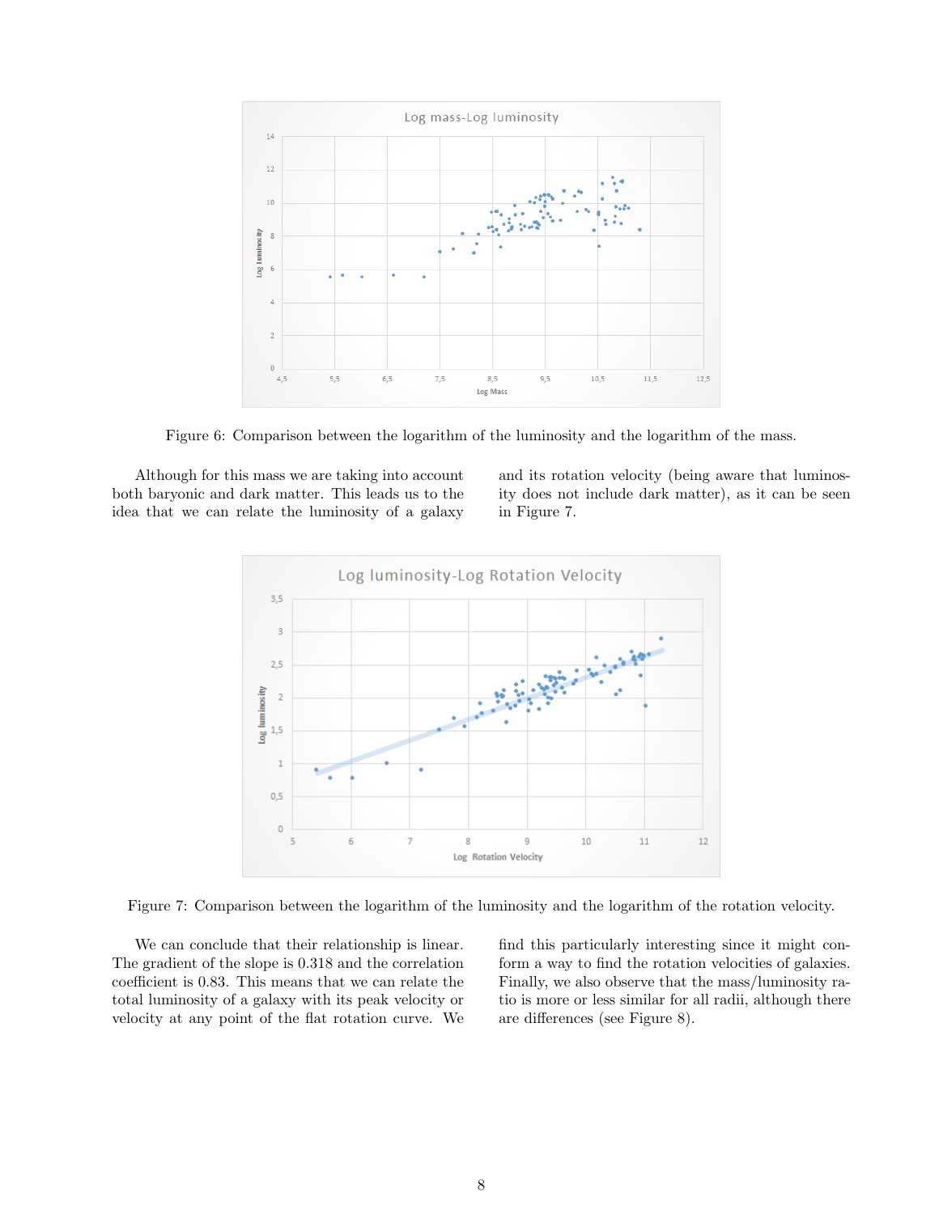Figure 6: Comparison between the logarithm of the luminosity and the logarithm of the mass.

Although for this mass we are taking into account both baryonic and dark matter. This leads us to the idea that we can relate the luminosity of a galaxy and its rotation velocity (being aware that luminosity does not include dark matter), as it can be seen in Figure 7.

Figure 7: Comparison between the logarithm of the luminosity and the logarithm of the rotation velocity.

We can conclude that their relationship is linear. The gradient of the slope is 0.318 and the correlation coefficient is 0.83. This means that we can relate the total luminosity of a galaxy with its peak velocity or velocity at any point of the flat rotation curve. We find this particularly interesting since it might conform a way to find the rotation velocities of galaxies. Finally, we also observe that the mass/luminosity ratio is more or less similar for all radii, although there are differences (see Figure 8).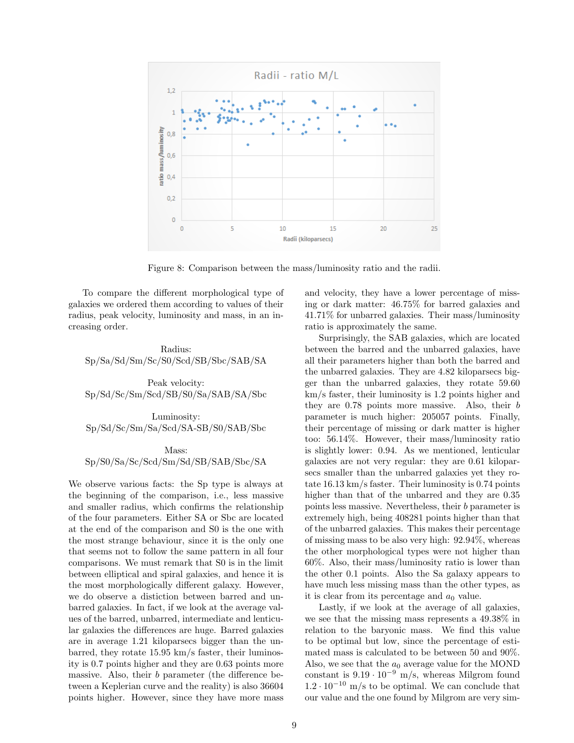Figure 8: Comparison between the mass/luminosity ratio and the radii.

To compare the different morphological type of galaxies we ordered them according to values of their radius, peak velocity, luminosity and mass, in an increasing order.

Radius:
Sp/Sa/Sd/Sm/Sc/S0/Scd/SB/Sbc/SAB/SA

Peak velocity:
Sp/Sd/Sc/Sm/Scd/SB/S0/Sa/SAB/SA/Sbc

Luminosity:
Sp/Sd/Sc/Sm/Sa/Scd/SA-SB/S0/SAB/Sbc

Mass:
Sp/S0/Sa/Sc/Scd/Sm/Sd/SB/SAB/Sbc/SA

We observe various facts: the Sp type is always at the beginning of the comparison, i.e., less massive and smaller radius, which confirms the relationship of the four parameters. Either SA or Sbc are located at the end of the comparison and S0 is the one with the most strange behaviour, since it is the only one that seems not to follow the same pattern in all four comparisons. We must remark that S0 is in the limit between elliptical and spiral galaxies, and hence it is the most morphologically different galaxy. However, we do observe a distiction between barred and unbarred galaxies. In fact, if we look at the average values of the barred, unbarred, intermediate and lenticular galaxies the differences are huge. Barred galaxies are in average 1.21 kiloparsecs bigger than the unbarred, they rotate 15.95 km/s faster, their luminosity is 0.7 points higher and they are 0.63 points more massive. Also, their $b$ parameter (the difference between a Keplerian curve and the reality) is also 36604 points higher. However, since they have more mass and velocity, they have a lower percentage of missing or dark matter: 46.75% for barred galaxies and 41.71% for unbarred galaxies. Their mass/luminosity ratio is approximately the same.

Surprisingly, the SAB galaxies, which are located between the barred and the unbarred galaxies, have all their parameters higher than both the barred and the unbarred galaxies. They are 4.82 kiloparsecs bigger than the unbarred galaxies, they rotate 59.60 km/s faster, their luminosity is 1.2 points higher and they are 0.78 points more massive. Also, their $b$ parameter is much higher: 205057 points. Finally, their percentage of missing or dark matter is higher too: 56.14%. However, their mass/luminosity ratio is slightly lower: 0.94. As we mentioned, lenticular galaxies are not very regular: they are 0.61 kiloparsecs smaller than the unbarred galaxies yet they rotate 16.13 km/s faster. Their luminosity is 0.74 points higher than that of the unbarred and they are 0.35 points less massive. Nevertheless, their $b$ parameter is extremely high, being 408281 points higher than that of the unbarred galaxies. This makes their percentage of missing mass to be also very high: 92.94%, whereas the other morphological types were not higher than 60%. Also, their mass/luminosity ratio is lower than the other 0.1 points. Also the Sa galaxy appears to have much less missing mass than the other types, as it is clear from its percentage and $a_0$ value.

Lastly, if we look at the average of all galaxies, we see that the missing mass represents a 49.38% in relation to the baryonic mass. We find this value to be optimal but low, since the percentage of estimated mass is calculated to be between 50 and 90%. Also, we see that the $a_0$ average value for the MOND constant is $9.19 \cdot 10^{-9}$ m/s, whereas Milgrom found $1.2 \cdot 10^{-10}$ m/s to be optimal. We can conclude that our value and the one found by Milgrom are very sim-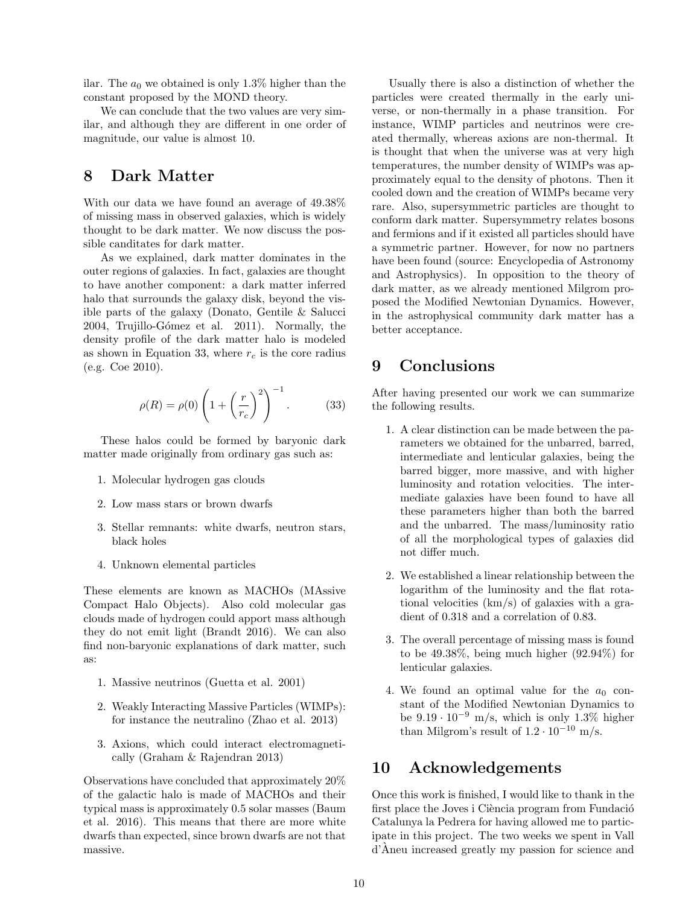ilar. The $a_0$ we obtained is only 1.3% higher than the constant proposed by the MOND theory.

We can conclude that the two values are very similar, and although they are different in one order of magnitude, our value is almost 10.

## 8 Dark Matter

With our data we have found an average of 49.38% of missing mass in observed galaxies, which is widely thought to be dark matter. We now discuss the possible canditates for dark matter.

As we explained, dark matter dominates in the outer regions of galaxies. In fact, galaxies are thought to have another component: a dark matter inferred halo that surrounds the galaxy disk, beyond the visible parts of the galaxy (Donato, Gentile & Salucci 2004, Trujillo-Gómez et al. 2011). Normally, the density profile of the dark matter halo is modeled as shown in Equation 33, where $r_c$ is the core radius (e.g. Coe 2010).

$$\rho(R) = \rho(0) \left(1 + \left(\frac{r}{r_c}\right)^2\right)^{-1}. \qquad (33)$$

These halos could be formed by baryonic dark matter made originally from ordinary gas such as:

1. Molecular hydrogen gas clouds
2. Low mass stars or brown dwarfs
3. Stellar remnants: white dwarfs, neutron stars, black holes
4. Unknown elemental particles

These elements are known as MACHOs (MAssive Compact Halo Objects). Also cold molecular gas clouds made of hydrogen could apport mass although they do not emit light (Brandt 2016). We can also find non-baryonic explanations of dark matter, such as:

1. Massive neutrinos (Guetta et al. 2001)
2. Weakly Interacting Massive Particles (WIMPs): for instance the neutralino (Zhao et al. 2013)
3. Axions, which could interact electromagnetically (Graham & Rajendran 2013)

Observations have concluded that approximately 20% of the galactic halo is made of MACHOs and their typical mass is approximately 0.5 solar masses (Baum et al. 2016). This means that there are more white dwarfs than expected, since brown dwarfs are not that massive.

Usually there is also a distinction of whether the particles were created thermally in the early universe, or non-thermally in a phase transition. For instance, WIMP particles and neutrinos were created thermally, whereas axions are non-thermal. It is thought that when the universe was at very high temperatures, the number density of WIMPs was approximately equal to the density of photons. Then it cooled down and the creation of WIMPs became very rare. Also, supersymmetric particles are thought to conform dark matter. Supersymmetry relates bosons and fermions and if it existed all particles should have a symmetric partner. However, for now no partners have been found (source: Encyclopedia of Astronomy and Astrophysics). In opposition to the theory of dark matter, as we already mentioned Milgrom proposed the Modified Newtonian Dynamics. However, in the astrophysical community dark matter has a better acceptance.

## 9 Conclusions

After having presented our work we can summarize the following results.

1. A clear distinction can be made between the parameters we obtained for the unbarred, barred, intermediate and lenticular galaxies, being the barred bigger, more massive, and with higher luminosity and rotation velocities. The intermediate galaxies have been found to have all these parameters higher than both the barred and the unbarred. The mass/luminosity ratio of all the morphological types of galaxies did not differ much.
2. We established a linear relationship between the logarithm of the luminosity and the flat rotational velocities (km/s) of galaxies with a gradient of 0.318 and a correlation of 0.83.
3. The overall percentage of missing mass is found to be 49.38%, being much higher (92.94%) for lenticular galaxies.
4. We found an optimal value for the $a_0$ constant of the Modified Newtonian Dynamics to be $9.19 \cdot 10^{-9}$ m/s, which is only 1.3% higher than Milgrom's result of $1.2 \cdot 10^{-10}$ m/s.

## 10 Acknowledgements

Once this work is finished, I would like to thank in the first place the Joves i Ciència program from Fundació Catalunya la Pedrera for having allowed me to participate in this project. The two weeks we spent in Vall d'Àneu increased greatly my passion for science and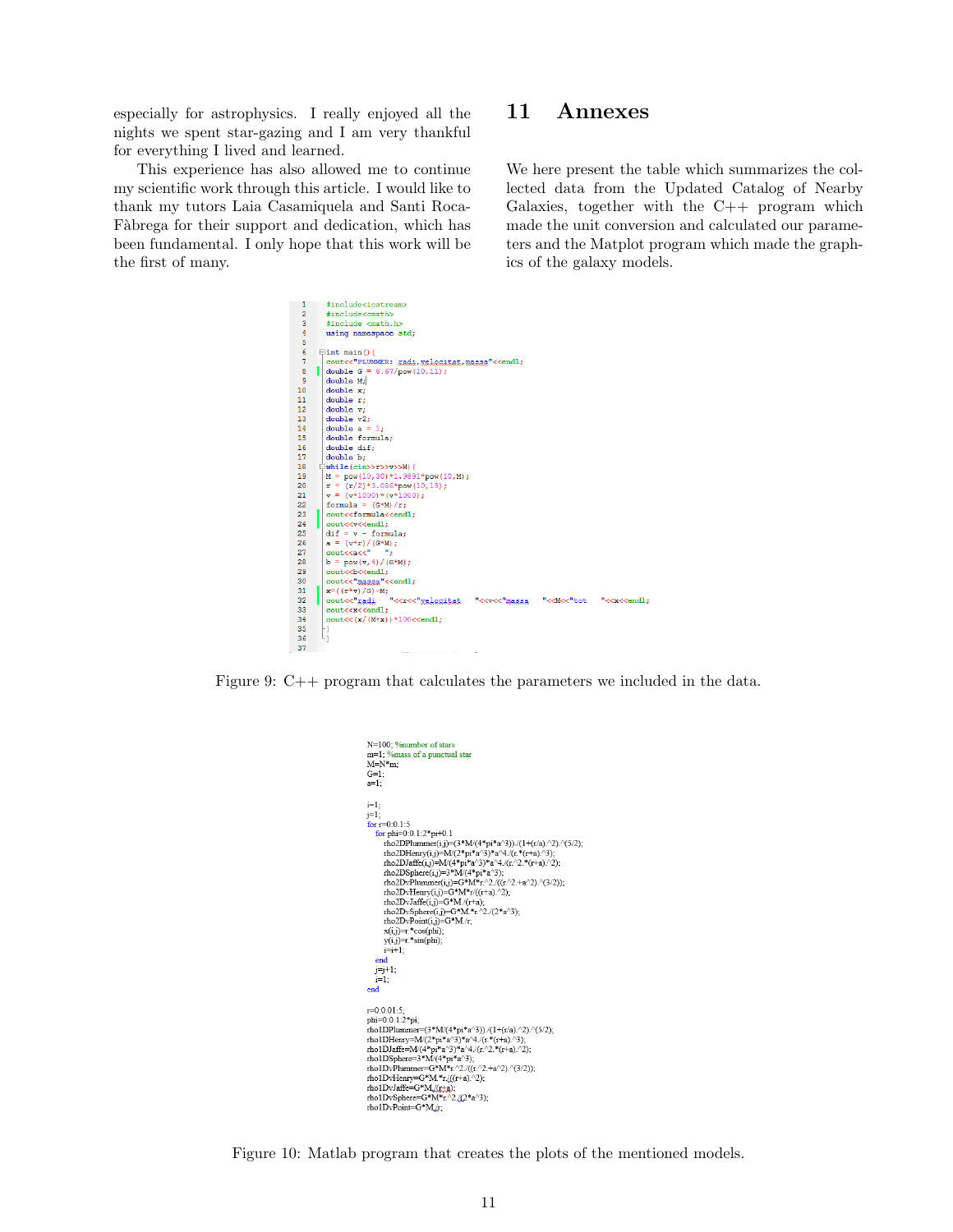especially for astrophysics. I really enjoyed all the nights we spent star-gazing and I am very thankful for everything I lived and learned.

This experience has also allowed me to continue my scientific work through this article. I would like to thank my tutors Laia Casamiquela and Santi Roca-Fàbrega for their support and dedication, which has been fundamental. I only hope that this work will be the first of many.

# 11 Annexes

We here present the table which summarizes the collected data from the Updated Catalog of Nearby Galaxies, together with the C++ program which made the unit conversion and calculated our parameters and the Matplot program which made the graphics of the galaxy models.

```cpp
#include<iostream>
#include<cmath>
#include <math.h>
using namespace std;

int main(){
cout<<"PLUMMER: radi,velocitat,massa"<<endl;
double G = 6.67/pow(10,11);
double M;
double x;
double r;
double v;
double v2;
double a = 1;
double formula;
double dif;
double b;
while(cin>>r>>v>>M){
M = pow(10,30)*1.9891*pow(10,M);
r = (r/2)*3.086*pow(10,19);
v = (v*1000)*(v*1000);
formula = (G*M)/r;
cout<<formula<<endl;
cout<<v<<endl;
dif = v - formula;
a = (v*r)/(G*M);
cout<<a<<"    ";
b = pow(v,4)/(G*M);
cout<<b<<endl;
cout<<"massa"<<endl;
x=((r*v)/G)-M;
cout<<"radi    "<<r<<"velocitat    "<<v<<"massa    "<<M<<"tot    "<<x<<endl;
cout<<x<<endl;
cout<<(x/(M+x))*100<<endl;
}
}
```

Figure 9: C++ program that calculates the parameters we included in the data.

```matlab
N=100; %number of stars
m=1; %mass of a punctual star
M=N*m;
G=1;
a=1;

i=1;
j=1;
for r=0:0.1:5
    for phi=0:0.1:2*pi+0.1
        rho2DPlummer(i,j)=(3*M/(4*pi*a^3))./(1+(r/a).^2).^(5/2);
        rho2DHenry(i,j)=M/(2*pi*a^3)*a^4./(r.*(r+a).^3);
        rho2DJaffe(i,j)=M/(4*pi*a^3)*a^4./(r.^2.*(r+a).^2);
        rho2DSphere(i,j)=3*M/(4*pi*a^3);
        rho2DvPlummer(i,j)=G*M*r.^2./((r.^2.+a^2).^(3/2));
        rho2DvHenry(i,j)=G*M*r/((r+a).^2);
        rho2DvJaffe(i,j)=G*M./(r+a);
        rho2DvSphere(i,j)=G*M.*r.^2./(2*a^3);
        rho2DvPoint(i,j)=G*M./r;
        x(i,j)=r.*cos(phi);
        y(i,j)=r.*sin(phi);
        i=i+1;
    end
    j=j+1;
    i=1;
end

r=0:0.01:5;
phi=0:0.1:2*pi;
rho1DPlummer=(3*M/(4*pi*a^3))./(1+(r/a).^2).^(5/2);
rho1DHenry=M/(2*pi*a^3)*a^4./(r.*(r+a).^3);
rho1DJaffe=M/(4*pi*a^3)*a^4./(r.^2.*(r+a).^2);
rho1DSphere=3*M/(4*pi*a^3);
rho1DvPlummer=G*M*r.^2./((r.^2.+a^2).^(3/2));
rho1DvHenry=G*M.*r./((r+a).^2);
rho1DvJaffe=G*M./(r+a);
rho1DvSphere=G*M*r.^2./(2*a^3);
rho1DvPoint=G*M./r;
```

Figure 10: Matlab program that creates the plots of the mentioned models.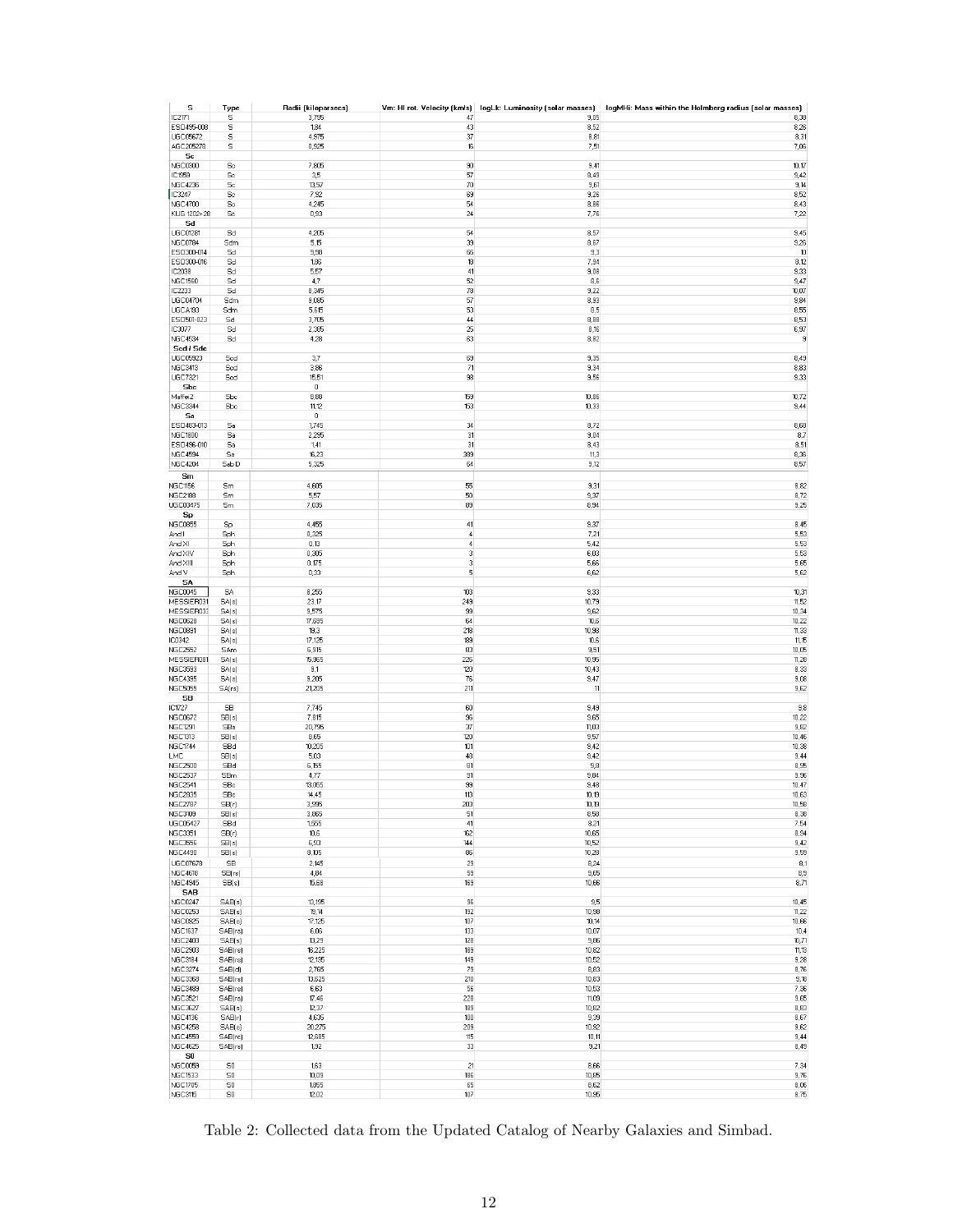| S | Type | Radii (kiloparsecs) | Vm: HI rot. Velocity (km/s) | logLk: Luminosity (solar masses) | logMHi: Mass within the Holmberg radius (solar masses) |
|---|---|---|---|---|---|
| IC2171 | S | 3,795 | 47 | 9,05 | 8,38 |
| ESO495-008 | S | 1,84 | 43 | 8,52 | 8,26 |
| UGC05672 | S | 4,975 | 37 | 8,81 | 8,31 |
| AGC205278 | S | 0,925 | 16 | 7,51 | 7,06 |
| **Sc** | | | | | |
| NGC0300 | Sc | 7,805 | 90 | 9,41 | 10,17 |
| IC1959 | Sc | 3,5 | 57 | 8,49 | 9,42 |
| NGC4236 | Sc | 13,57 | 70 | 9,61 | 9,14 |
| IC3247 | Sc | 7,52 | 69 | 9,26 | 8,52 |
| NGC4700 | Sc | 4,245 | 54 | 8,86 | 8,43 |
| KUG 1202+28 | Sc | 0,93 | 24 | 7,76 | 7,22 |
| **Sd** | | | | | |
| UGC01281 | Sd | 4,205 | 54 | 8,57 | 9,45 |
| NGC0784 | Sdm | 5,15 | 39 | 8,67 | 8,26 |
| ESO300-014 | Sd | 9,98 | 66 | 9,3 | 10 |
| ESO300-016 | Sd | 1,86 | 18 | 7,94 | 8,12 |
| IC2038 | Sd | 5,57 | 41 | 9,08 | 9,33 |
| NGC1560 | Sd | 4,7 | 52 | 8,6 | 9,47 |
| IC2233 | Sd | 8,345 | 78 | 9,22 | 10,07 |
| UGC04704 | Sdm | 9,085 | 57 | 8,93 | 9,84 |
| UGCA193 | Sdm | 5,615 | 53 | 8,5 | 8,55 |
| ESO501-023 | Sd | 3,705 | 44 | 8,88 | 8,53 |
| IC3077 | Sd | 2,385 | 25 | 8,16 | 6,97 |
| NGC4534 | Sd | 4,28 | 63 | 8,82 | 9 |
| **Scd / Sdc** | | | | | |
| UGC05923 | Scd | 3,7 | 69 | 9,35 | 8,49 |
| NGC3413 | Scd | 3,86 | 71 | 9,34 | 8,83 |
| UGC7321 | Scd | 16,51 | 98 | 9,56 | 9,33 |
| **Sbc** | | 0 | | | |
| Maffei2 | Sbc | 8,88 | 159 | 10,86 | 10,72 |
| NGC3344 | Sbc | 11,12 | 153 | 10,33 | 9,44 |
| **Sa** | | 0 | | | |
| ESO463-013 | Sa | 1,745 | 34 | 8,72 | 8,68 |
| NGC1800 | Sa | 2,295 | 31 | 9,04 | 8,7 |
| ESO496-010 | Sa | 1,41 | 31 | 8,43 | 8,51 |
| NGC4594 | Sa | 16,23 | 389 | 11,3 | 8,36 |
| NGC4204 | Sab D | 5,325 | 64 | 9,12 | 8,57 |
| **Sm** | | | | | |
| NGC1156 | Sm | 4,605 | 55 | 9,31 | 8,82 |
| NGC2188 | Sm | 5,57 | 50 | 9,37 | 8,72 |
| UGC03475 | Sm | 7,035 | 69 | 8,94 | 9,25 |
| **Sp** | | | | | |
| NGC0855 | Sp | 4,455 | 41 | 8,37 | 8,45 |
| And I | Sph | 0,325 | 4 | 7,21 | 5,53 |
| And XI | Sph | 0,13 | 4 | 5,42 | 5,53 |
| And XIV | Sph | 0,305 | 3 | 6,03 | 5,53 |
| And XIII | Sph | 0,175 | 3 | 5,65 | 5,65 |
| And V | Sph | 0,33 | 5 | 6,62 | 5,62 |
| **SA** | | | | | |
| NGC0045 | SA | 8,255 | 103 | 9,33 | 10,31 |
| MESSIER031 | SA(s) | 23,17 | 249 | 10,79 | 11,52 |
| MESSIER033 | SA(s) | 9,575 | 99 | 9,62 | 10,34 |
| NGC0628 | SA(s) | 17,695 | 64 | 10,5 | 10,22 |
| NGC0891 | SA(s) | 19,3 | 218 | 10,98 | 11,38 |
| IC0342 | SA(s) | 17,125 | 189 | 10,6 | 11,15 |
| NGC2552 | SAm | 6,915 | 83 | 9,51 | 10,05 |
| MESSIER081 | SA(s) | 19,955 | 225 | 10,95 | 11,28 |
| NGC3593 | SA(s) | 8,1 | 120 | 10,43 | 8,33 |
| NGC4395 | SA(s) | 9,205 | 76 | 9,47 | 9,08 |
| NGC5055 | SA(rs) | 21,205 | 211 | 11 | 9,62 |
| **SB** | | | | | |
| IC1727 | SB | 7,745 | 60 | 9,49 | 9,8 |
| NGC0672 | SB(s) | 7,815 | 96 | 9,65 | 10,22 |
| NGC1291 | SBa | 20,795 | 37 | 11,03 | 9,82 |
| NGC1313 | SB(s) | 8,65 | 120 | 9,57 | 10,46 |
| NGC1744 | SBd | 10,205 | 101 | 9,42 | 10,38 |
| LMC | SB(s) | 5,03 | 48 | 9,42 | 9,44 |
| NGC2500 | SBd | 6,155 | 81 | 9,8 | 8,95 |
| NGC2537 | SBm | 4,77 | 91 | 9,84 | 9,96 |
| NGC2541 | SBc | 13,055 | 99 | 9,48 | 10,47 |
| NGC2835 | SBc | 14,45 | 113 | 10,19 | 10,63 |
| NGC2787 | SB(r) | 3,995 | 203 | 10,19 | 10,59 |
| NGC3109 | SB(s) | 3,865 | 51 | 8,58 | 8,38 |
| UGC05427 | SBd | 1,565 | 41 | 8,21 | 7,54 |
| NGC3351 | SB(r) | 10,6 | 162 | 10,65 | 8,94 |
| NGC3556 | SB(s) | 6,53 | 144 | 10,52 | 9,42 |
| NGC4490 | SB(s) | 8,105 | 66 | 10,28 | 9,59 |
| UGC07678 | SB | 2,145 | 29 | 8,24 | 8,1 |
| NGC4618 | SB(rs) | 4,84 | 59 | 9,65 | 8,9 |
| NGC4945 | SB(s) | 15,68 | 169 | 10,86 | 8,71 |
| **SAB** | | | | | |
| NGC0247 | SAB(s) | 13,195 | 96 | 9,5 | 10,45 |
| NGC0253 | SAB(s) | 19,14 | 192 | 10,98 | 11,22 |
| NGC0925 | SAB(s) | 17,125 | 107 | 10,14 | 10,66 |
| NGC1637 | SAB(rs) | 6,06 | 133 | 10,07 | 10,4 |
| NGC2403 | SAB(s) | 13,29 | 128 | 9,86 | 10,71 |
| NGC2903 | SAB(rs) | 16,225 | 189 | 10,82 | 11,13 |
| NGC3184 | SAB(rs) | 12,135 | 149 | 10,52 | 9,28 |
| NGC3274 | SAB(d) | 2,765 | 79 | 8,83 | 8,76 |
| NGC3368 | SAB(rs) | 13,625 | 210 | 10,83 | 9,16 |
| NGC3489 | SAB(rs) | 6,63 | 56 | 10,53 | 7,36 |
| NGC3521 | SAB(rs) | 17,46 | 228 | 11,09 | 9,65 |
| NGC3627 | SAB(s) | 12,37 | 189 | 10,82 | 8,83 |
| NGC4136 | SAB(r) | 4,635 | 100 | 9,39 | 8,67 |
| NGC4258 | SAB(s) | 20,275 | 209 | 10,92 | 9,62 |
| NGC4559 | SAB(rs) | 12,685 | 115 | 10,11 | 9,44 |
| NGC4625 | SAB(rs) | 1,92 | 33 | 9,21 | 8,49 |
| **S0** | | | | | |
| NGC0059 | S0 | 1,63 | 21 | 8,66 | 7,34 |
| NGC1533 | S0 | 10,09 | 186 | 10,85 | 9,76 |
| NGC1705 | S0 | 1,855 | 65 | 8,62 | 8,06 |
| NGC3115 | S0 | 12,02 | 107 | 10,95 | 8,76 |

Table 2: Collected data from the Updated Catalog of Nearby Galaxies and Simbad.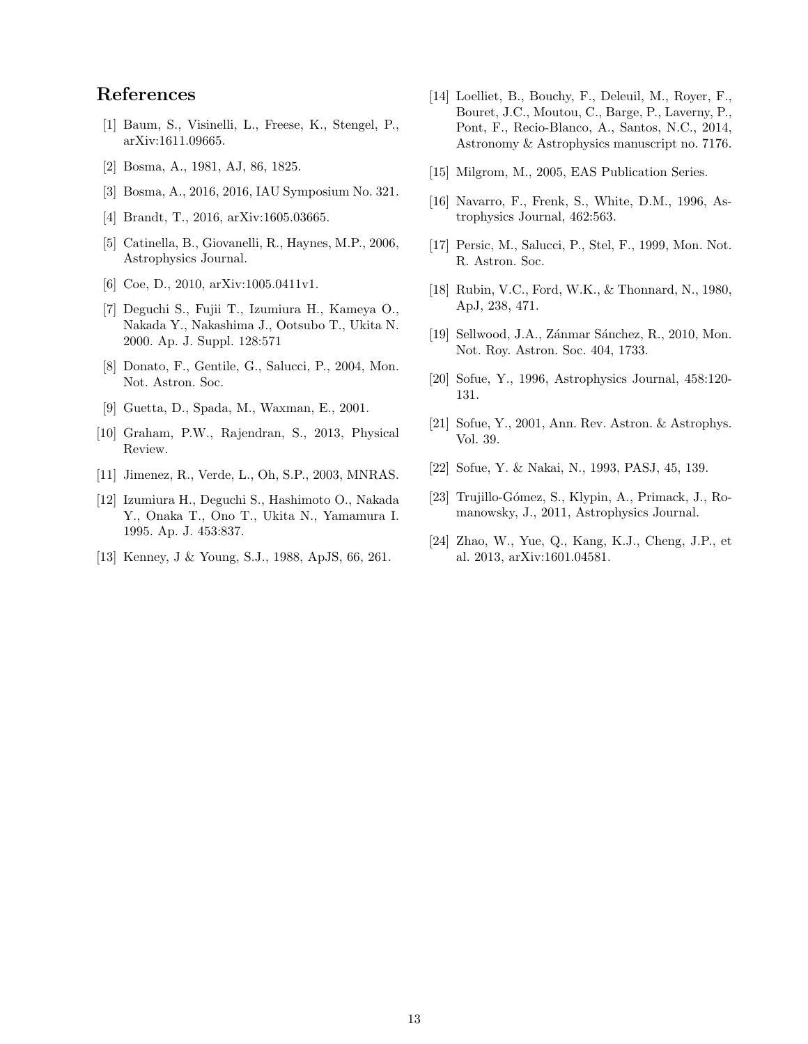## References

[1] Baum, S., Visinelli, L., Freese, K., Stengel, P., arXiv:1611.09665.

[2] Bosma, A., 1981, AJ, 86, 1825.

[3] Bosma, A., 2016, 2016, IAU Symposium No. 321.

[4] Brandt, T., 2016, arXiv:1605.03665.

[5] Catinella, B., Giovanelli, R., Haynes, M.P., 2006, Astrophysics Journal.

[6] Coe, D., 2010, arXiv:1005.0411v1.

[7] Deguchi S., Fujii T., Izumiura H., Kameya O., Nakada Y., Nakashima J., Ootsubo T., Ukita N. 2000. Ap. J. Suppl. 128:571

[8] Donato, F., Gentile, G., Salucci, P., 2004, Mon. Not. Astron. Soc.

[9] Guetta, D., Spada, M., Waxman, E., 2001.

[10] Graham, P.W., Rajendran, S., 2013, Physical Review.

[11] Jimenez, R., Verde, L., Oh, S.P., 2003, MNRAS.

[12] Izumiura H., Deguchi S., Hashimoto O., Nakada Y., Onaka T., Ono T., Ukita N., Yamamura I. 1995. Ap. J. 453:837.

[13] Kenney, J & Young, S.J., 1988, ApJS, 66, 261.

[14] Loelliet, B., Bouchy, F., Deleuil, M., Royer, F., Bouret, J.C., Moutou, C., Barge, P., Laverny, P., Pont, F., Recio-Blanco, A., Santos, N.C., 2014, Astronomy & Astrophysics manuscript no. 7176.

[15] Milgrom, M., 2005, EAS Publication Series.

[16] Navarro, F., Frenk, S., White, D.M., 1996, Astrophysics Journal, 462:563.

[17] Persic, M., Salucci, P., Stel, F., 1999, Mon. Not. R. Astron. Soc.

[18] Rubin, V.C., Ford, W.K., & Thonnard, N., 1980, ApJ, 238, 471.

[19] Sellwood, J.A., Zánmar Sánchez, R., 2010, Mon. Not. Roy. Astron. Soc. 404, 1733.

[20] Sofue, Y., 1996, Astrophysics Journal, 458:120-131.

[21] Sofue, Y., 2001, Ann. Rev. Astron. & Astrophys. Vol. 39.

[22] Sofue, Y. & Nakai, N., 1993, PASJ, 45, 139.

[23] Trujillo-Gómez, S., Klypin, A., Primack, J., Romanowsky, J., 2011, Astrophysics Journal.

[24] Zhao, W., Yue, Q., Kang, K.J., Cheng, J.P., et al. 2013, arXiv:1601.04581.